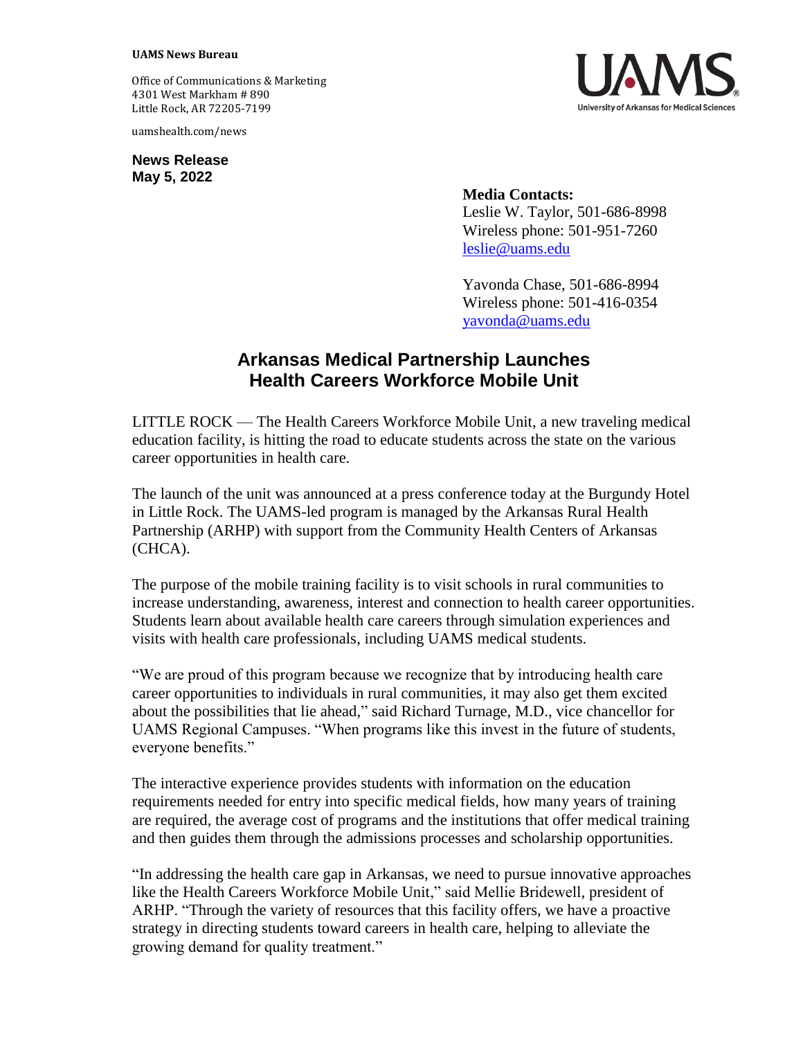**UAMS News Bureau**

Office of Communications & Marketing
4301 West Markham # 890
Little Rock, AR 72205-7199

uamshealth.com/news

**News Release**
**May 5, 2022**

**Media Contacts:**
Leslie W. Taylor, 501-686-8998
Wireless phone: 501-951-7260
leslie@uams.edu

Yavonda Chase, 501-686-8994
Wireless phone: 501-416-0354
yavonda@uams.edu

# Arkansas Medical Partnership Launches Health Careers Workforce Mobile Unit

LITTLE ROCK — The Health Careers Workforce Mobile Unit, a new traveling medical education facility, is hitting the road to educate students across the state on the various career opportunities in health care.

The launch of the unit was announced at a press conference today at the Burgundy Hotel in Little Rock. The UAMS-led program is managed by the Arkansas Rural Health Partnership (ARHP) with support from the Community Health Centers of Arkansas (CHCA).

The purpose of the mobile training facility is to visit schools in rural communities to increase understanding, awareness, interest and connection to health career opportunities. Students learn about available health care careers through simulation experiences and visits with health care professionals, including UAMS medical students.

"We are proud of this program because we recognize that by introducing health care career opportunities to individuals in rural communities, it may also get them excited about the possibilities that lie ahead," said Richard Turnage, M.D., vice chancellor for UAMS Regional Campuses. "When programs like this invest in the future of students, everyone benefits."

The interactive experience provides students with information on the education requirements needed for entry into specific medical fields, how many years of training are required, the average cost of programs and the institutions that offer medical training and then guides them through the admissions processes and scholarship opportunities.

"In addressing the health care gap in Arkansas, we need to pursue innovative approaches like the Health Careers Workforce Mobile Unit," said Mellie Bridewell, president of ARHP. "Through the variety of resources that this facility offers, we have a proactive strategy in directing students toward careers in health care, helping to alleviate the growing demand for quality treatment."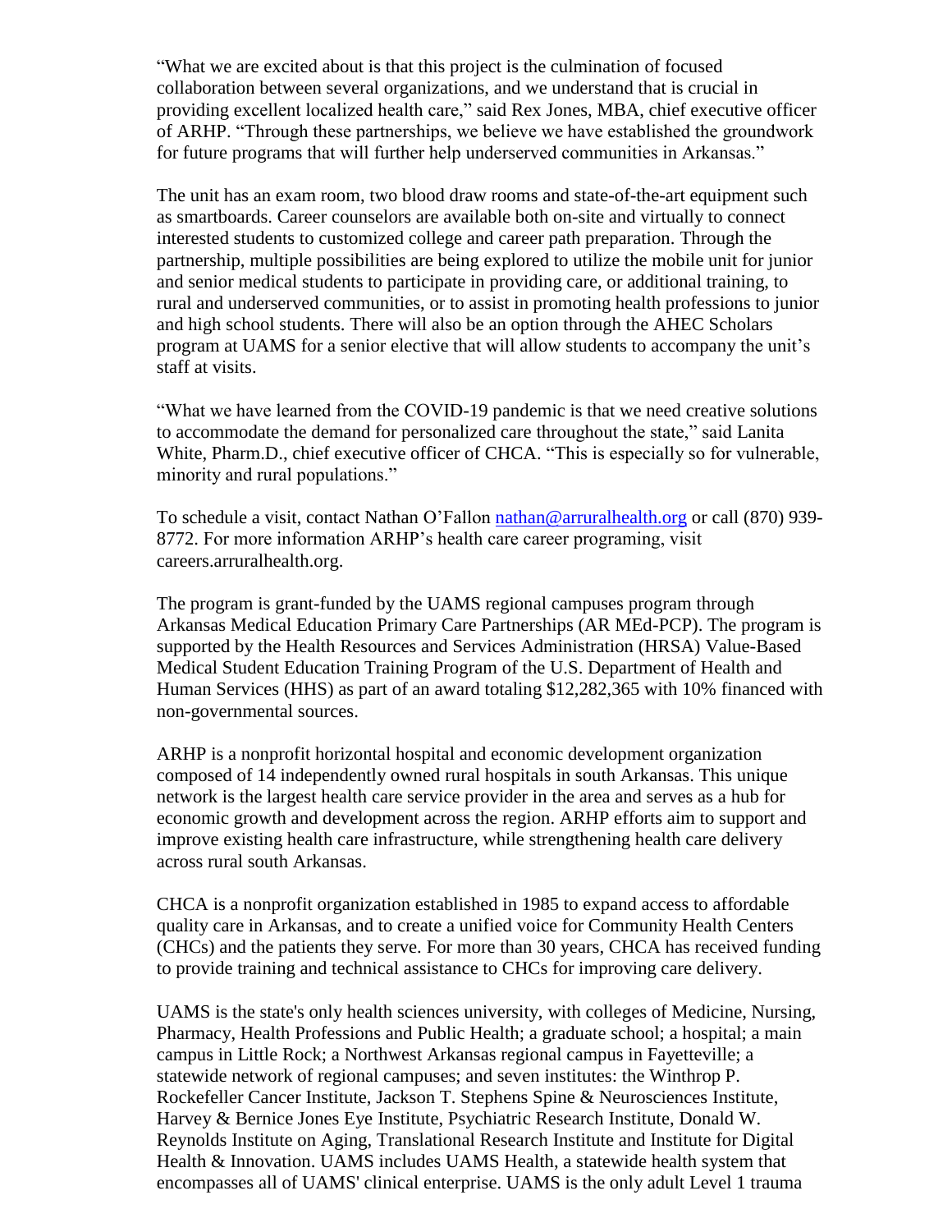"What we are excited about is that this project is the culmination of focused collaboration between several organizations, and we understand that is crucial in providing excellent localized health care," said Rex Jones, MBA, chief executive officer of ARHP. "Through these partnerships, we believe we have established the groundwork for future programs that will further help underserved communities in Arkansas."

The unit has an exam room, two blood draw rooms and state-of-the-art equipment such as smartboards. Career counselors are available both on-site and virtually to connect interested students to customized college and career path preparation. Through the partnership, multiple possibilities are being explored to utilize the mobile unit for junior and senior medical students to participate in providing care, or additional training, to rural and underserved communities, or to assist in promoting health professions to junior and high school students. There will also be an option through the AHEC Scholars program at UAMS for a senior elective that will allow students to accompany the unit's staff at visits.

"What we have learned from the COVID-19 pandemic is that we need creative solutions to accommodate the demand for personalized care throughout the state," said Lanita White, Pharm.D., chief executive officer of CHCA. "This is especially so for vulnerable, minority and rural populations."

To schedule a visit, contact Nathan O'Fallon [nathan@arruralhealth.org](mailto:nathan@arruralhealth.org) or call (870) 939-8772. For more information ARHP's health care career programing, visit careers.arruralhealth.org.

The program is grant-funded by the UAMS regional campuses program through Arkansas Medical Education Primary Care Partnerships (AR MEd-PCP). The program is supported by the Health Resources and Services Administration (HRSA) Value-Based Medical Student Education Training Program of the U.S. Department of Health and Human Services (HHS) as part of an award totaling $12,282,365 with 10% financed with non-governmental sources.

ARHP is a nonprofit horizontal hospital and economic development organization composed of 14 independently owned rural hospitals in south Arkansas. This unique network is the largest health care service provider in the area and serves as a hub for economic growth and development across the region. ARHP efforts aim to support and improve existing health care infrastructure, while strengthening health care delivery across rural south Arkansas.

CHCA is a nonprofit organization established in 1985 to expand access to affordable quality care in Arkansas, and to create a unified voice for Community Health Centers (CHCs) and the patients they serve. For more than 30 years, CHCA has received funding to provide training and technical assistance to CHCs for improving care delivery.

UAMS is the state's only health sciences university, with colleges of Medicine, Nursing, Pharmacy, Health Professions and Public Health; a graduate school; a hospital; a main campus in Little Rock; a Northwest Arkansas regional campus in Fayetteville; a statewide network of regional campuses; and seven institutes: the Winthrop P. Rockefeller Cancer Institute, Jackson T. Stephens Spine & Neurosciences Institute, Harvey & Bernice Jones Eye Institute, Psychiatric Research Institute, Donald W. Reynolds Institute on Aging, Translational Research Institute and Institute for Digital Health & Innovation. UAMS includes UAMS Health, a statewide health system that encompasses all of UAMS' clinical enterprise. UAMS is the only adult Level 1 trauma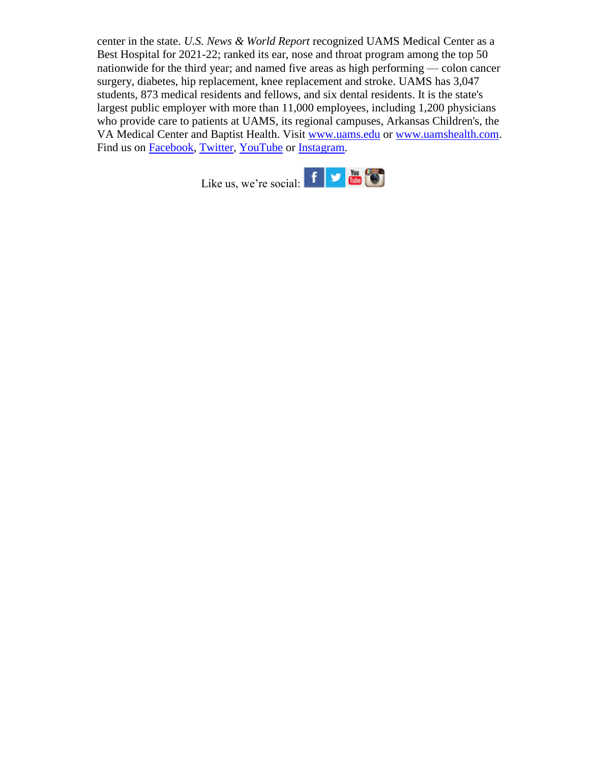center in the state. *U.S. News & World Report* recognized UAMS Medical Center as a Best Hospital for 2021-22; ranked its ear, nose and throat program among the top 50 nationwide for the third year; and named five areas as high performing — colon cancer surgery, diabetes, hip replacement, knee replacement and stroke. UAMS has 3,047 students, 873 medical residents and fellows, and six dental residents. It is the state's largest public employer with more than 11,000 employees, including 1,200 physicians who provide care to patients at UAMS, its regional campuses, Arkansas Children's, the VA Medical Center and Baptist Health. Visit [www.uams.edu](www.uams.edu) or [www.uamshealth.com](www.uamshealth.com). Find us on [Facebook](), [Twitter](), [YouTube]() or [Instagram]().

Like us, we're social: